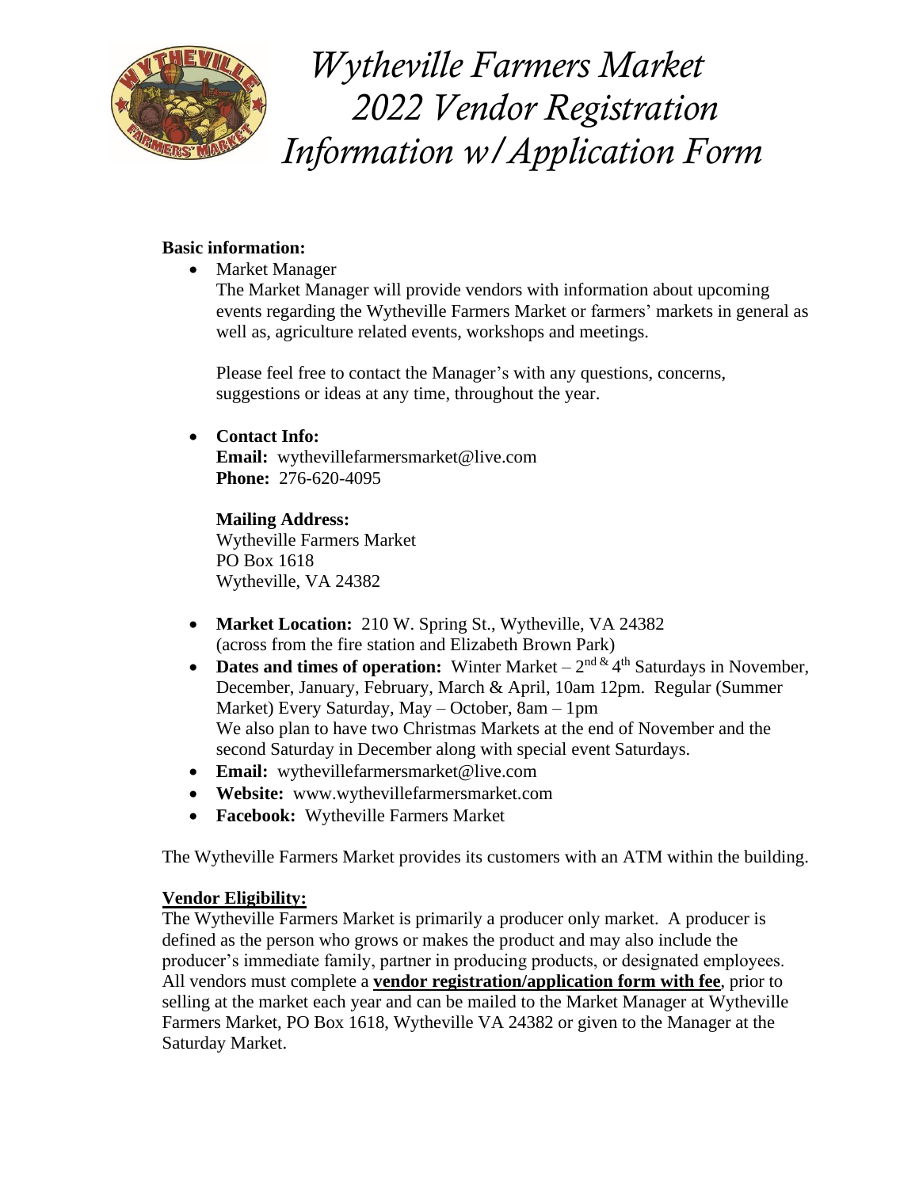# *Wytheville Farmers Market 2022 Vendor Registration Information w/Application Form*

**Basic information:**

- Market Manager

  The Market Manager will provide vendors with information about upcoming events regarding the Wytheville Farmers Market or farmers' markets in general as well as, agriculture related events, workshops and meetings.

  Please feel free to contact the Manager's with any questions, concerns, suggestions or ideas at any time, throughout the year.

- **Contact Info:**
  **Email:** wythevillefarmersmarket@live.com
  **Phone:** 276-620-4095

  **Mailing Address:**
  Wytheville Farmers Market
  PO Box 1618
  Wytheville, VA 24382

- **Market Location:** 210 W. Spring St., Wytheville, VA 24382 (across from the fire station and Elizabeth Brown Park)
- **Dates and times of operation:** Winter Market – 2nd & 4th Saturdays in November, December, January, February, March & April, 10am 12pm. Regular (Summer Market) Every Saturday, May – October, 8am – 1pm
  We also plan to have two Christmas Markets at the end of November and the second Saturday in December along with special event Saturdays.
- **Email:** wythevillefarmersmarket@live.com
- **Website:** www.wythevillefarmersmarket.com
- **Facebook:** Wytheville Farmers Market

The Wytheville Farmers Market provides its customers with an ATM within the building.

**Vendor Eligibility:**

The Wytheville Farmers Market is primarily a producer only market. A producer is defined as the person who grows or makes the product and may also include the producer's immediate family, partner in producing products, or designated employees. All vendors must complete a **vendor registration/application form with fee**, prior to selling at the market each year and can be mailed to the Market Manager at Wytheville Farmers Market, PO Box 1618, Wytheville VA 24382 or given to the Manager at the Saturday Market.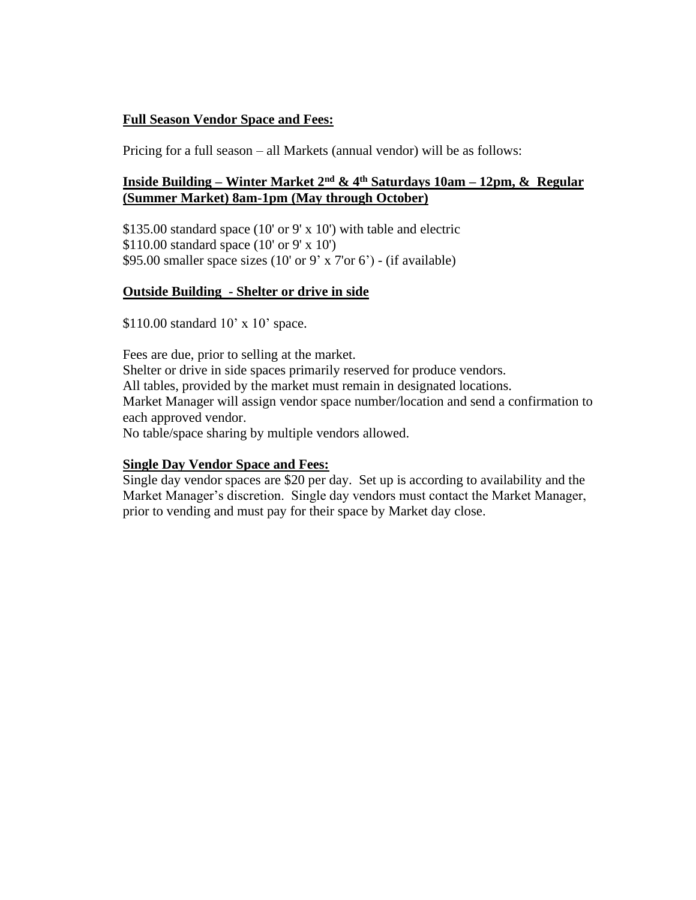**Full Season Vendor Space and Fees:**

Pricing for a full season – all Markets (annual vendor) will be as follows:

**Inside Building – Winter Market 2nd & 4th Saturdays 10am – 12pm, & Regular (Summer Market) 8am-1pm (May through October)**

$135.00 standard space (10' or 9' x 10') with table and electric
$110.00 standard space (10' or 9' x 10')
$95.00 smaller space sizes (10' or 9' x 7'or 6') - (if available)

**Outside Building - Shelter or drive in side**

$110.00 standard 10' x 10' space.

Fees are due, prior to selling at the market.
Shelter or drive in side spaces primarily reserved for produce vendors.
All tables, provided by the market must remain in designated locations.
Market Manager will assign vendor space number/location and send a confirmation to each approved vendor.
No table/space sharing by multiple vendors allowed.

**Single Day Vendor Space and Fees:**
Single day vendor spaces are $20 per day. Set up is according to availability and the Market Manager's discretion. Single day vendors must contact the Market Manager, prior to vending and must pay for their space by Market day close.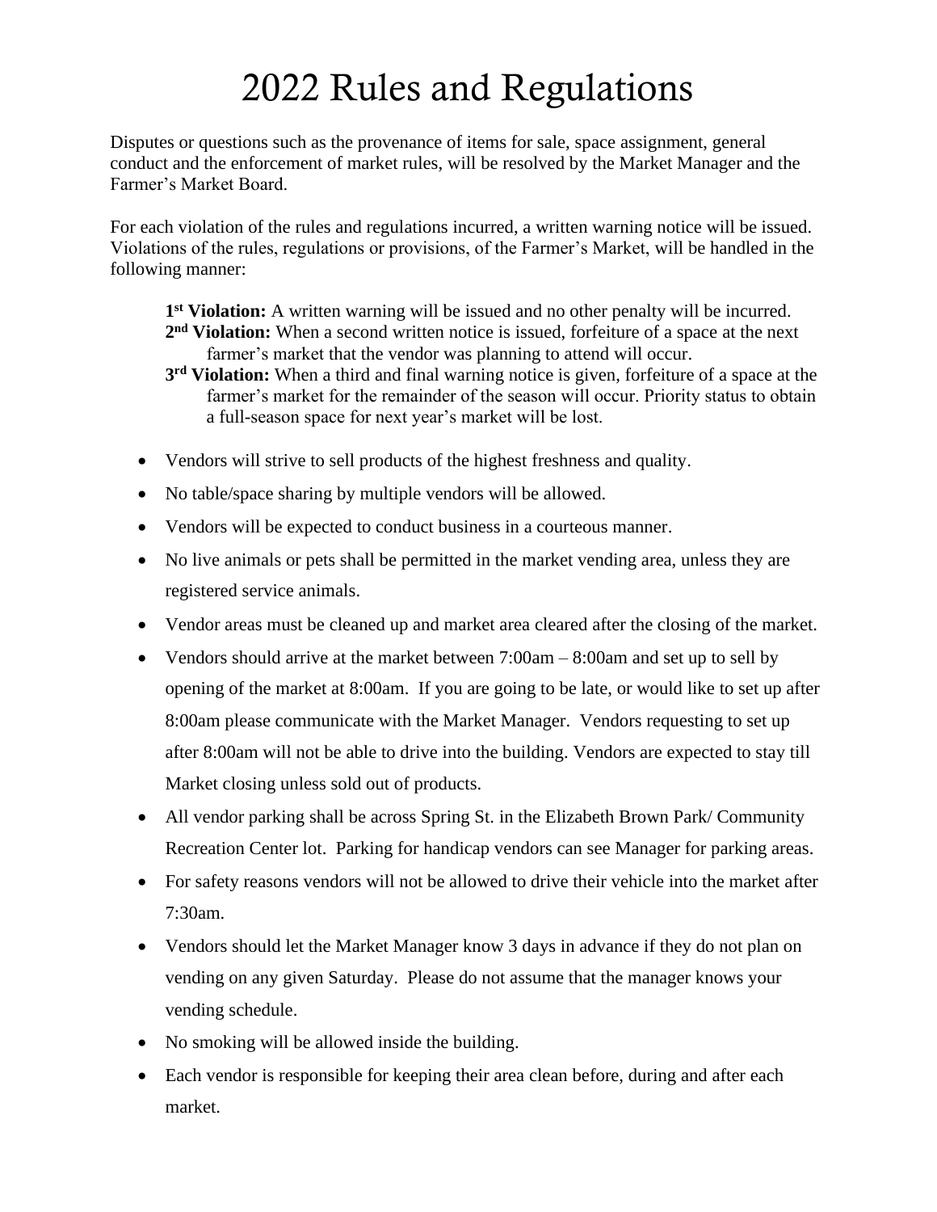# 2022 Rules and Regulations

Disputes or questions such as the provenance of items for sale, space assignment, general conduct and the enforcement of market rules, will be resolved by the Market Manager and the Farmer's Market Board.

For each violation of the rules and regulations incurred, a written warning notice will be issued. Violations of the rules, regulations or provisions, of the Farmer's Market, will be handled in the following manner:

**1st Violation:** A written warning will be issued and no other penalty will be incurred.
**2nd Violation:** When a second written notice is issued, forfeiture of a space at the next farmer's market that the vendor was planning to attend will occur.
**3rd Violation:** When a third and final warning notice is given, forfeiture of a space at the farmer's market for the remainder of the season will occur. Priority status to obtain a full-season space for next year's market will be lost.

- Vendors will strive to sell products of the highest freshness and quality.
- No table/space sharing by multiple vendors will be allowed.
- Vendors will be expected to conduct business in a courteous manner.
- No live animals or pets shall be permitted in the market vending area, unless they are registered service animals.
- Vendor areas must be cleaned up and market area cleared after the closing of the market.
- Vendors should arrive at the market between 7:00am – 8:00am and set up to sell by opening of the market at 8:00am. If you are going to be late, or would like to set up after 8:00am please communicate with the Market Manager. Vendors requesting to set up after 8:00am will not be able to drive into the building. Vendors are expected to stay till Market closing unless sold out of products.
- All vendor parking shall be across Spring St. in the Elizabeth Brown Park/ Community Recreation Center lot. Parking for handicap vendors can see Manager for parking areas.
- For safety reasons vendors will not be allowed to drive their vehicle into the market after 7:30am.
- Vendors should let the Market Manager know 3 days in advance if they do not plan on vending on any given Saturday. Please do not assume that the manager knows your vending schedule.
- No smoking will be allowed inside the building.
- Each vendor is responsible for keeping their area clean before, during and after each market.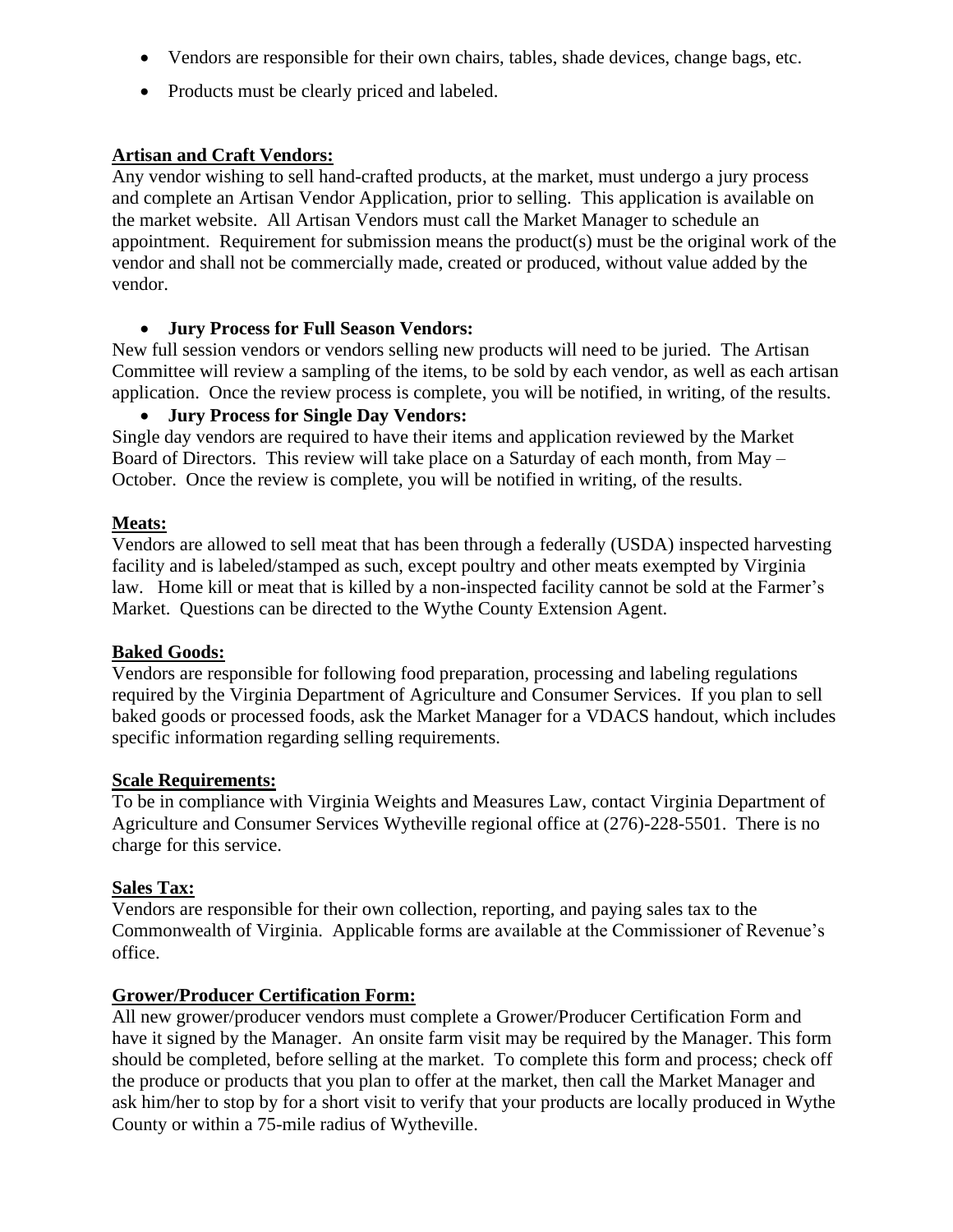- Vendors are responsible for their own chairs, tables, shade devices, change bags, etc.
- Products must be clearly priced and labeled.

**Artisan and Craft Vendors:**

Any vendor wishing to sell hand-crafted products, at the market, must undergo a jury process and complete an Artisan Vendor Application, prior to selling. This application is available on the market website. All Artisan Vendors must call the Market Manager to schedule an appointment. Requirement for submission means the product(s) must be the original work of the vendor and shall not be commercially made, created or produced, without value added by the vendor.

- **Jury Process for Full Season Vendors:**

New full session vendors or vendors selling new products will need to be juried. The Artisan Committee will review a sampling of the items, to be sold by each vendor, as well as each artisan application. Once the review process is complete, you will be notified, in writing, of the results.

- **Jury Process for Single Day Vendors:**

Single day vendors are required to have their items and application reviewed by the Market Board of Directors. This review will take place on a Saturday of each month, from May – October. Once the review is complete, you will be notified in writing, of the results.

**Meats:**

Vendors are allowed to sell meat that has been through a federally (USDA) inspected harvesting facility and is labeled/stamped as such, except poultry and other meats exempted by Virginia law. Home kill or meat that is killed by a non-inspected facility cannot be sold at the Farmer's Market. Questions can be directed to the Wythe County Extension Agent.

**Baked Goods:**

Vendors are responsible for following food preparation, processing and labeling regulations required by the Virginia Department of Agriculture and Consumer Services. If you plan to sell baked goods or processed foods, ask the Market Manager for a VDACS handout, which includes specific information regarding selling requirements.

**Scale Requirements:**

To be in compliance with Virginia Weights and Measures Law, contact Virginia Department of Agriculture and Consumer Services Wytheville regional office at (276)-228-5501. There is no charge for this service.

**Sales Tax:**

Vendors are responsible for their own collection, reporting, and paying sales tax to the Commonwealth of Virginia. Applicable forms are available at the Commissioner of Revenue's office.

**Grower/Producer Certification Form:**

All new grower/producer vendors must complete a Grower/Producer Certification Form and have it signed by the Manager. An onsite farm visit may be required by the Manager. This form should be completed, before selling at the market. To complete this form and process; check off the produce or products that you plan to offer at the market, then call the Market Manager and ask him/her to stop by for a short visit to verify that your products are locally produced in Wythe County or within a 75-mile radius of Wytheville.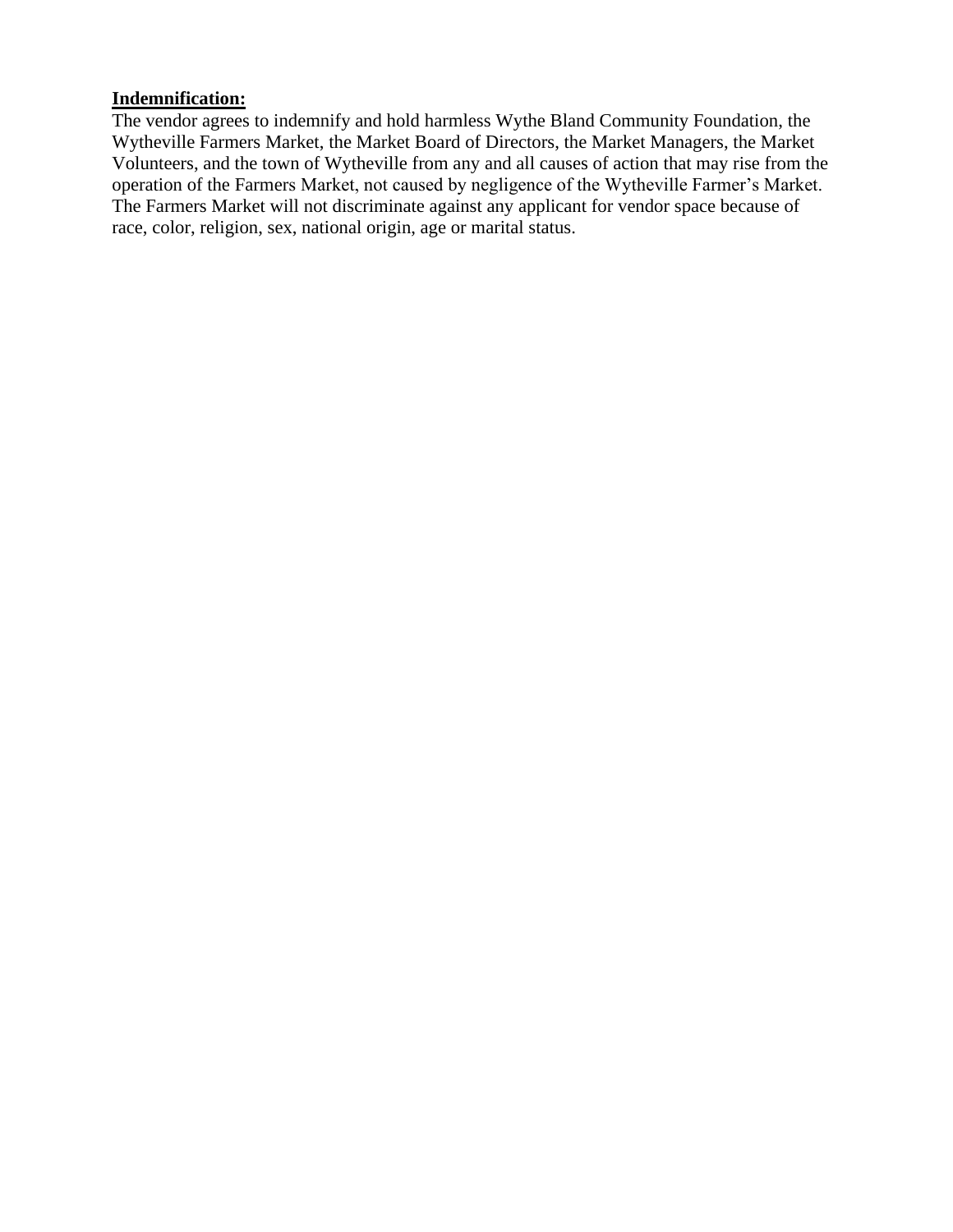**Indemnification:**

The vendor agrees to indemnify and hold harmless Wythe Bland Community Foundation, the Wytheville Farmers Market, the Market Board of Directors, the Market Managers, the Market Volunteers, and the town of Wytheville from any and all causes of action that may rise from the operation of the Farmers Market, not caused by negligence of the Wytheville Farmer's Market. The Farmers Market will not discriminate against any applicant for vendor space because of race, color, religion, sex, national origin, age or marital status.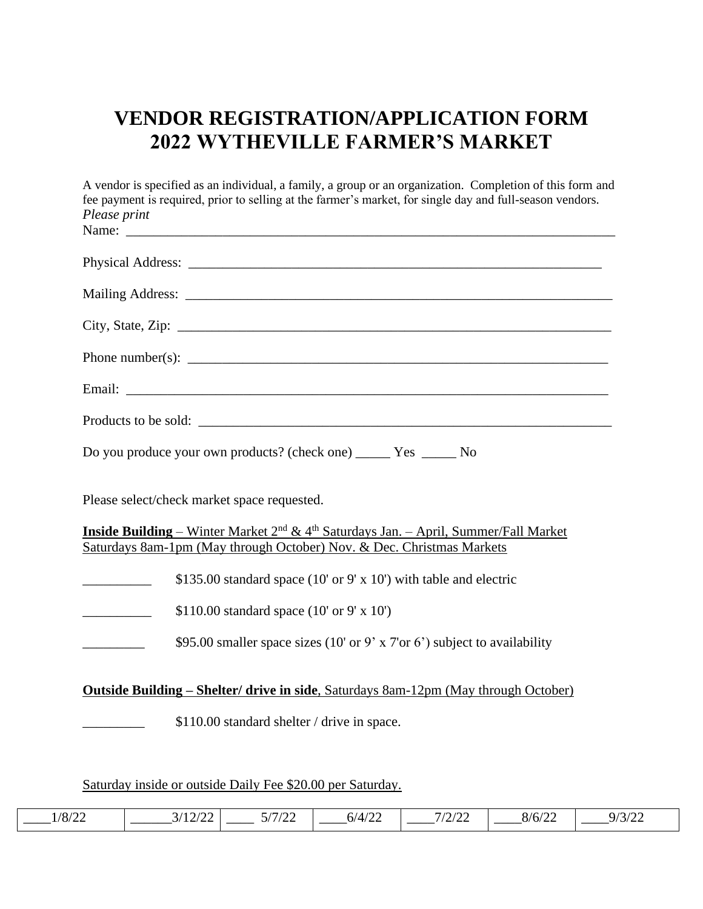# VENDOR REGISTRATION/APPLICATION FORM
# 2022 WYTHEVILLE FARMER'S MARKET

A vendor is specified as an individual, a family, a group or an organization. Completion of this form and fee payment is required, prior to selling at the farmer's market, for single day and full-season vendors.

*Please print*

Name: ___________________________________________________________________________

Physical Address: ______________________________________________________________

Mailing Address: _______________________________________________________________

City, State, Zip: _______________________________________________________________

Phone number(s): ______________________________________________________________

Email: _________________________________________________________________________

Products to be sold: ____________________________________________________________

Do you produce your own products? (check one) _____ Yes _____ No

Please select/check market space requested.

**Inside Building** – Winter Market 2nd & 4th Saturdays Jan. – April, Summer/Fall Market Saturdays 8am-1pm (May through October) Nov. & Dec. Christmas Markets

__________ $135.00 standard space (10' or 9' x 10') with table and electric

__________ $110.00 standard space (10' or 9' x 10')

_________ $95.00 smaller space sizes (10' or 9' x 7'or 6') subject to availability

**Outside Building – Shelter/ drive in side**, Saturdays 8am-12pm (May through October)

_________ $110.00 standard shelter / drive in space.

Saturday inside or outside Daily Fee $20.00 per Saturday.

| ____1/8/22 | ______3/12/22 | ____ 5/7/22 | ____6/4/22 | ____7/2/22 | ____8/6/22 | ____9/3/22 |
|---|---|---|---|---|---|---|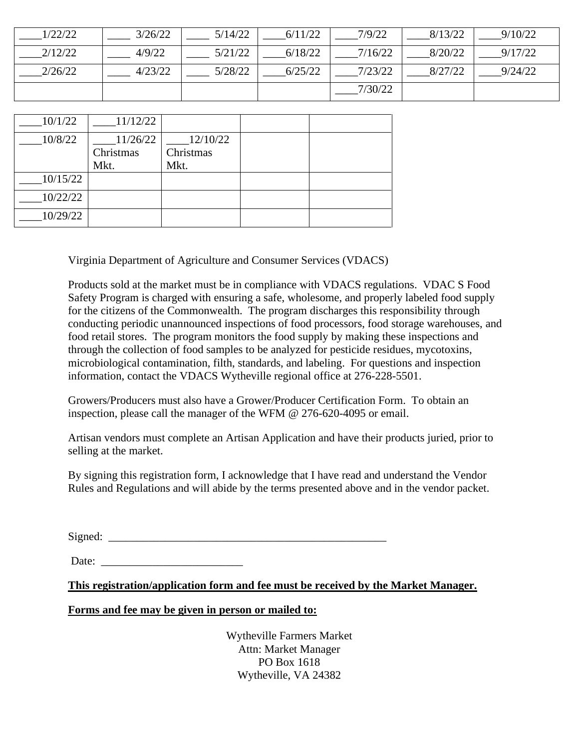| ____1/22/22 | ____ 3/26/22 | ____ 5/14/22 | ____6/11/22 | ____7/9/22 | ____8/13/22 | ____9/10/22 |
|---|---|---|---|---|---|---|
| ____2/12/22 | ____ 4/9/22 | ____ 5/21/22 | ____6/18/22 | ____7/16/22 | ____8/20/22 | ____9/17/22 |
| ____2/26/22 | ____ 4/23/22 | ____ 5/28/22 | ____6/25/22 | ____7/23/22 | ____8/27/22 | ____9/24/22 |
| | | | | ____7/30/22 | | |

| ____10/1/22 | ____11/12/22 | | | |
|---|---|---|---|---|
| ____10/8/22 | ____11/26/22 Christmas Mkt. | ____12/10/22 Christmas Mkt. | | |
| ____10/15/22 | | | | |
| ____10/22/22 | | | | |
| ____10/29/22 | | | | |

Virginia Department of Agriculture and Consumer Services (VDACS)

Products sold at the market must be in compliance with VDACS regulations. VDAC S Food Safety Program is charged with ensuring a safe, wholesome, and properly labeled food supply for the citizens of the Commonwealth. The program discharges this responsibility through conducting periodic unannounced inspections of food processors, food storage warehouses, and food retail stores. The program monitors the food supply by making these inspections and through the collection of food samples to be analyzed for pesticide residues, mycotoxins, microbiological contamination, filth, standards, and labeling. For questions and inspection information, contact the VDACS Wytheville regional office at 276-228-5501.

Growers/Producers must also have a Grower/Producer Certification Form. To obtain an inspection, please call the manager of the WFM @ 276-620-4095 or email.

Artisan vendors must complete an Artisan Application and have their products juried, prior to selling at the market.

By signing this registration form, I acknowledge that I have read and understand the Vendor Rules and Regulations and will abide by the terms presented above and in the vendor packet.

Signed: ___________________________________________________

Date: _________________________

**This registration/application form and fee must be received by the Market Manager.**

**Forms and fee may be given in person or mailed to:**

Wytheville Farmers Market
Attn: Market Manager
PO Box 1618
Wytheville, VA 24382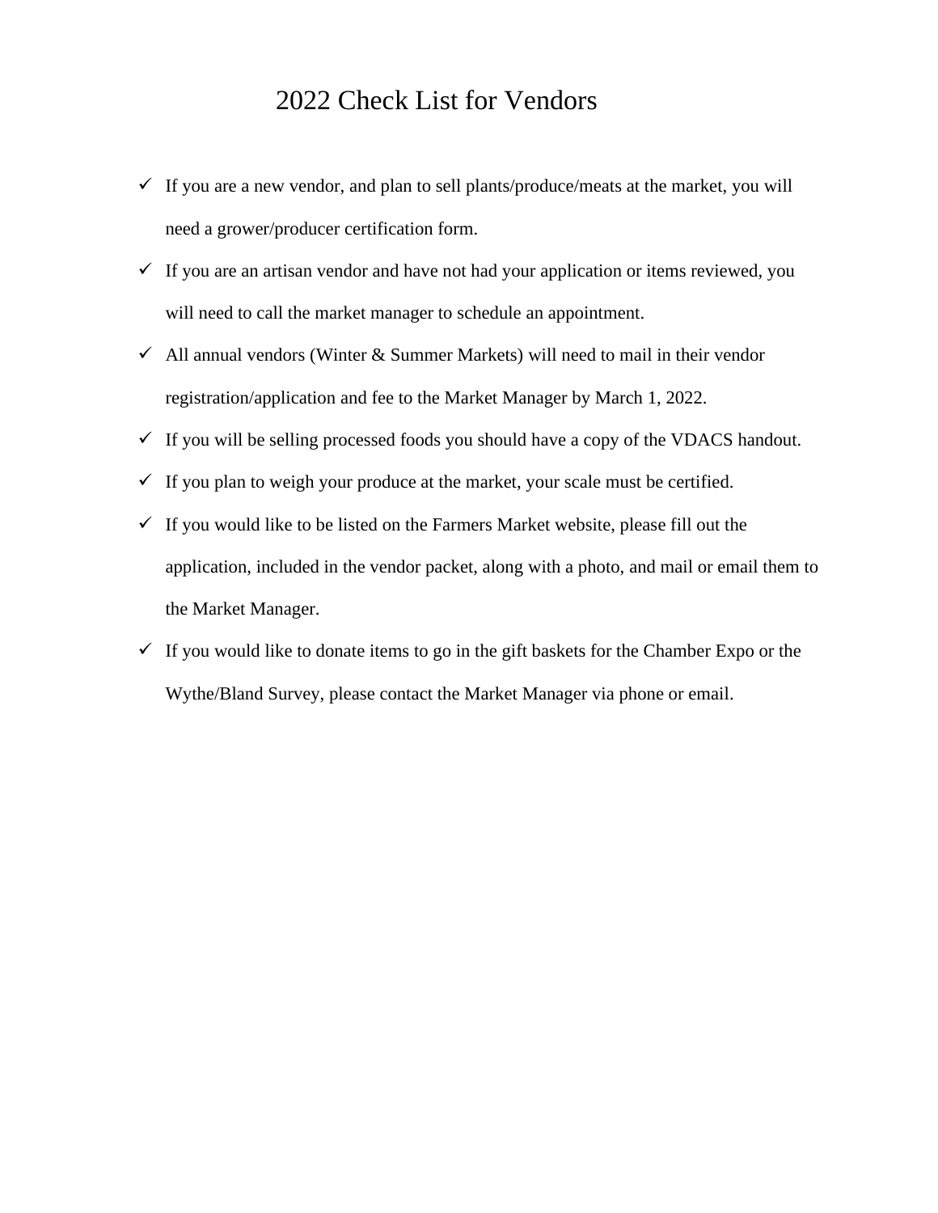# 2022 Check List for Vendors

- ✓ If you are a new vendor, and plan to sell plants/produce/meats at the market, you will need a grower/producer certification form.
- ✓ If you are an artisan vendor and have not had your application or items reviewed, you will need to call the market manager to schedule an appointment.
- ✓ All annual vendors (Winter & Summer Markets) will need to mail in their vendor registration/application and fee to the Market Manager by March 1, 2022.
- ✓ If you will be selling processed foods you should have a copy of the VDACS handout.
- ✓ If you plan to weigh your produce at the market, your scale must be certified.
- ✓ If you would like to be listed on the Farmers Market website, please fill out the application, included in the vendor packet, along with a photo, and mail or email them to the Market Manager.
- ✓ If you would like to donate items to go in the gift baskets for the Chamber Expo or the Wythe/Bland Survey, please contact the Market Manager via phone or email.